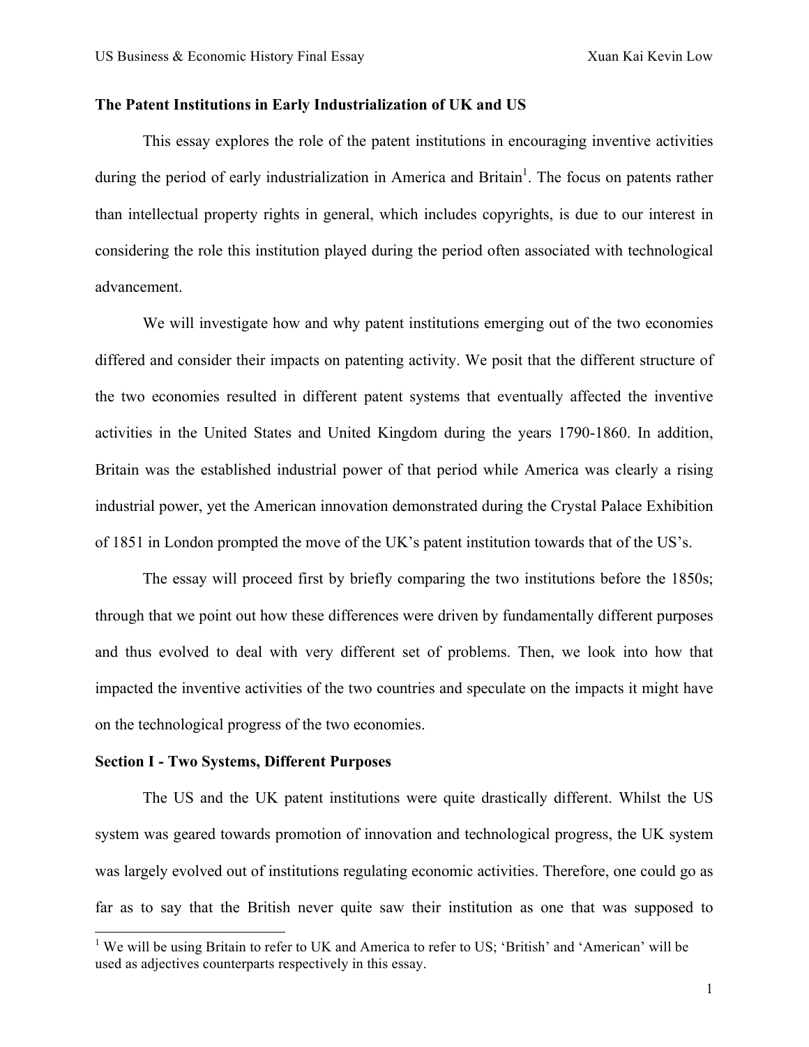**The Patent Institutions in Early Industrialization of UK and US**

This essay explores the role of the patent institutions in encouraging inventive activities during the period of early industrialization in America and Britain[1]. The focus on patents rather than intellectual property rights in general, which includes copyrights, is due to our interest in considering the role this institution played during the period often associated with technological advancement.

We will investigate how and why patent institutions emerging out of the two economies differed and consider their impacts on patenting activity. We posit that the different structure of the two economies resulted in different patent systems that eventually affected the inventive activities in the United States and United Kingdom during the years 1790-1860. In addition, Britain was the established industrial power of that period while America was clearly a rising industrial power, yet the American innovation demonstrated during the Crystal Palace Exhibition of 1851 in London prompted the move of the UK's patent institution towards that of the US's.

The essay will proceed first by briefly comparing the two institutions before the 1850s; through that we point out how these differences were driven by fundamentally different purposes and thus evolved to deal with very different set of problems. Then, we look into how that impacted the inventive activities of the two countries and speculate on the impacts it might have on the technological progress of the two economies.

**Section I - Two Systems, Different Purposes**

The US and the UK patent institutions were quite drastically different. Whilst the US system was geared towards promotion of innovation and technological progress, the UK system was largely evolved out of institutions regulating economic activities. Therefore, one could go as far as to say that the British never quite saw their institution as one that was supposed to

[1] We will be using Britain to refer to UK and America to refer to US; 'British' and 'American' will be used as adjectives counterparts respectively in this essay.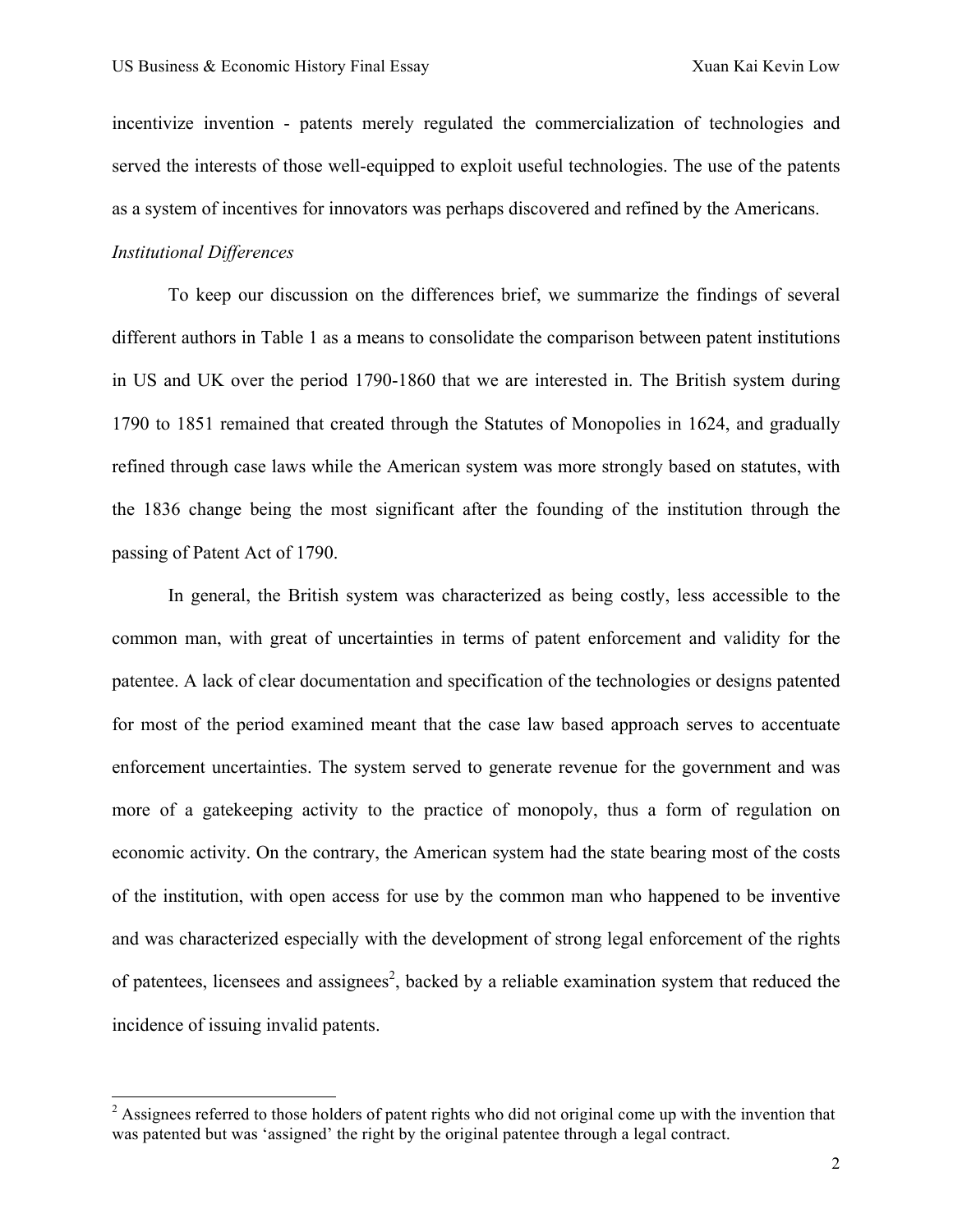incentivize invention - patents merely regulated the commercialization of technologies and served the interests of those well-equipped to exploit useful technologies. The use of the patents as a system of incentives for innovators was perhaps discovered and refined by the Americans.

*Institutional Differences*

To keep our discussion on the differences brief, we summarize the findings of several different authors in Table 1 as a means to consolidate the comparison between patent institutions in US and UK over the period 1790-1860 that we are interested in. The British system during 1790 to 1851 remained that created through the Statutes of Monopolies in 1624, and gradually refined through case laws while the American system was more strongly based on statutes, with the 1836 change being the most significant after the founding of the institution through the passing of Patent Act of 1790.

In general, the British system was characterized as being costly, less accessible to the common man, with great of uncertainties in terms of patent enforcement and validity for the patentee. A lack of clear documentation and specification of the technologies or designs patented for most of the period examined meant that the case law based approach serves to accentuate enforcement uncertainties. The system served to generate revenue for the government and was more of a gatekeeping activity to the practice of monopoly, thus a form of regulation on economic activity. On the contrary, the American system had the state bearing most of the costs of the institution, with open access for use by the common man who happened to be inventive and was characterized especially with the development of strong legal enforcement of the rights of patentees, licensees and assignees[2], backed by a reliable examination system that reduced the incidence of issuing invalid patents.

[2] Assignees referred to those holders of patent rights who did not original come up with the invention that was patented but was 'assigned' the right by the original patentee through a legal contract.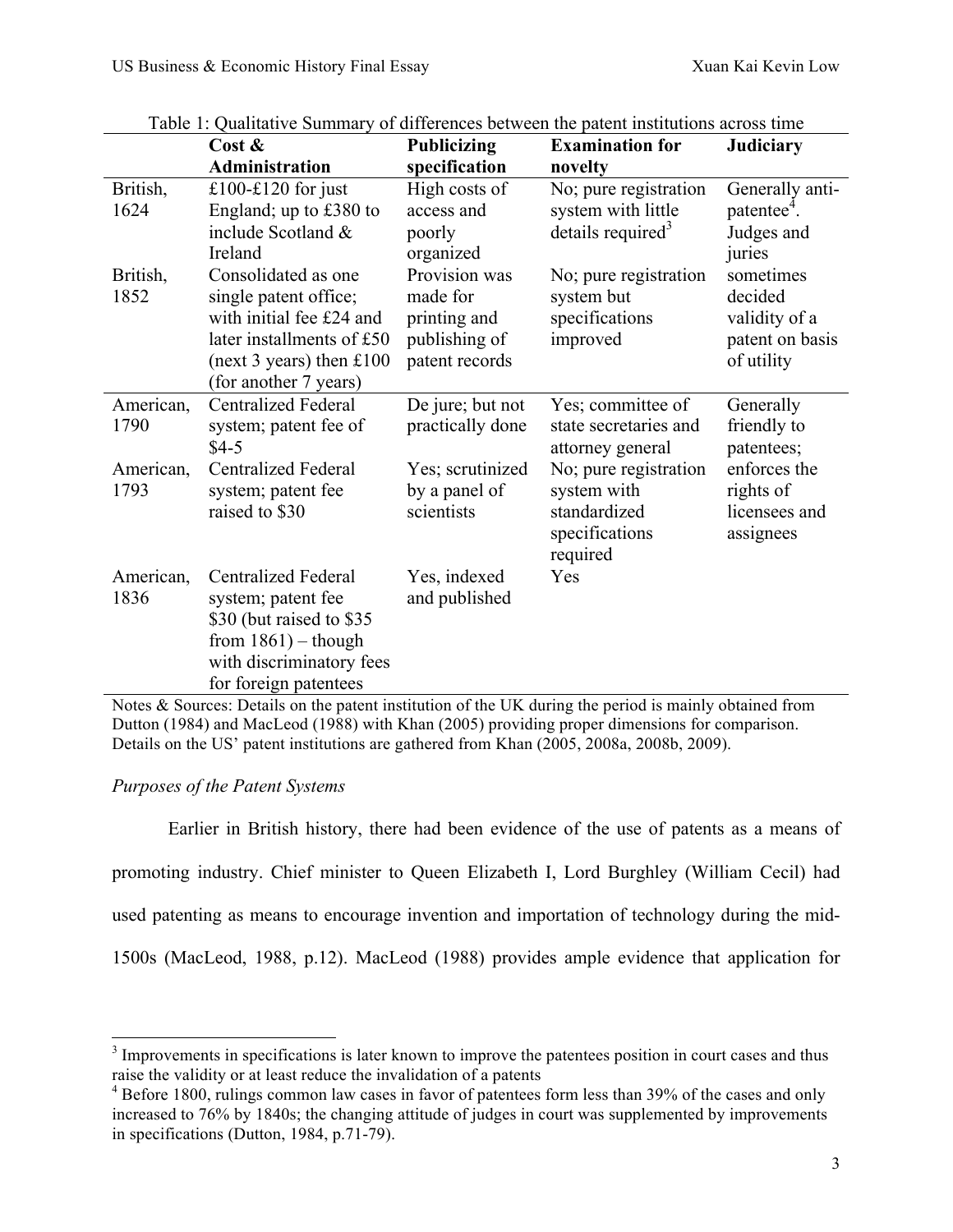Table 1: Qualitative Summary of differences between the patent institutions across time

| | Cost & Administration | Publicizing specification | Examination for novelty | Judiciary |
|---|---|---|---|---|
| British, 1624 | £100-£120 for just England; up to £380 to include Scotland & Ireland | High costs of access and poorly organized | No; pure registration system with little details required[3] | Generally anti-patentee[4]. Judges and juries sometimes decided validity of a patent on basis of utility |
| British, 1852 | Consolidated as one single patent office; with initial fee £24 and later installments of £50 (next 3 years) then £100 (for another 7 years) | Provision was made for printing and publishing of patent records | No; pure registration system but specifications improved | |
| American, 1790 | Centralized Federal system; patent fee of $4-5 | De jure; but not practically done | Yes; committee of state secretaries and attorney general | Generally friendly to patentees; enforces the rights of licensees and assignees |
| American, 1793 | Centralized Federal system; patent fee raised to $30 | Yes; scrutinized by a panel of scientists | No; pure registration system with standardized specifications required | |
| American, 1836 | Centralized Federal system; patent fee $30 (but raised to $35 from 1861) – though with discriminatory fees for foreign patentees | Yes, indexed and published | Yes | |

Notes & Sources: Details on the patent institution of the UK during the period is mainly obtained from Dutton (1984) and MacLeod (1988) with Khan (2005) providing proper dimensions for comparison. Details on the US' patent institutions are gathered from Khan (2005, 2008a, 2008b, 2009).

*Purposes of the Patent Systems*

Earlier in British history, there had been evidence of the use of patents as a means of promoting industry. Chief minister to Queen Elizabeth I, Lord Burghley (William Cecil) had used patenting as means to encourage invention and importation of technology during the mid-1500s (MacLeod, 1988, p.12). MacLeod (1988) provides ample evidence that application for

[3] Improvements in specifications is later known to improve the patentees position in court cases and thus raise the validity or at least reduce the invalidation of a patents

[4] Before 1800, rulings common law cases in favor of patentees form less than 39% of the cases and only increased to 76% by 1840s; the changing attitude of judges in court was supplemented by improvements in specifications (Dutton, 1984, p.71-79).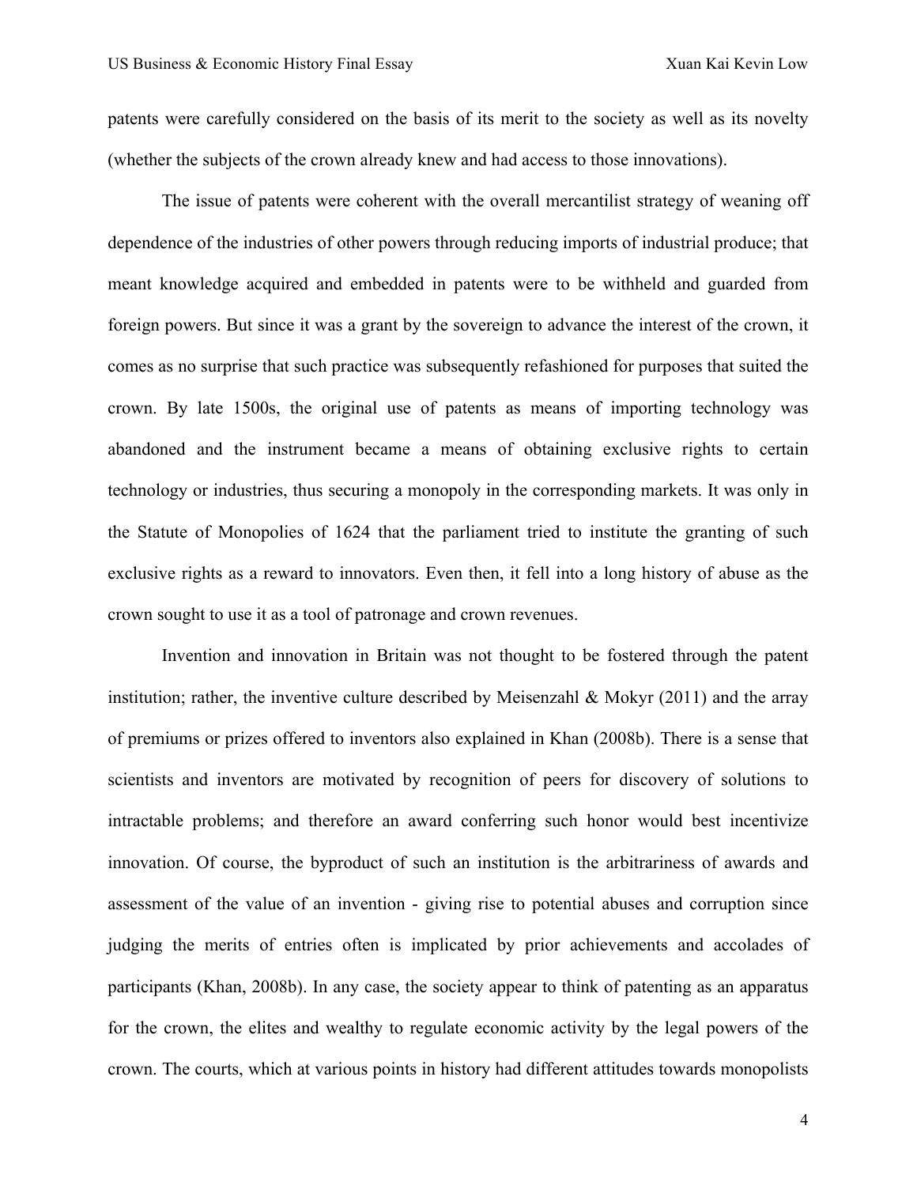patents were carefully considered on the basis of its merit to the society as well as its novelty (whether the subjects of the crown already knew and had access to those innovations).

The issue of patents were coherent with the overall mercantilist strategy of weaning off dependence of the industries of other powers through reducing imports of industrial produce; that meant knowledge acquired and embedded in patents were to be withheld and guarded from foreign powers. But since it was a grant by the sovereign to advance the interest of the crown, it comes as no surprise that such practice was subsequently refashioned for purposes that suited the crown. By late 1500s, the original use of patents as means of importing technology was abandoned and the instrument became a means of obtaining exclusive rights to certain technology or industries, thus securing a monopoly in the corresponding markets. It was only in the Statute of Monopolies of 1624 that the parliament tried to institute the granting of such exclusive rights as a reward to innovators. Even then, it fell into a long history of abuse as the crown sought to use it as a tool of patronage and crown revenues.

Invention and innovation in Britain was not thought to be fostered through the patent institution; rather, the inventive culture described by Meisenzahl & Mokyr (2011) and the array of premiums or prizes offered to inventors also explained in Khan (2008b). There is a sense that scientists and inventors are motivated by recognition of peers for discovery of solutions to intractable problems; and therefore an award conferring such honor would best incentivize innovation. Of course, the byproduct of such an institution is the arbitrariness of awards and assessment of the value of an invention - giving rise to potential abuses and corruption since judging the merits of entries often is implicated by prior achievements and accolades of participants (Khan, 2008b). In any case, the society appear to think of patenting as an apparatus for the crown, the elites and wealthy to regulate economic activity by the legal powers of the crown. The courts, which at various points in history had different attitudes towards monopolists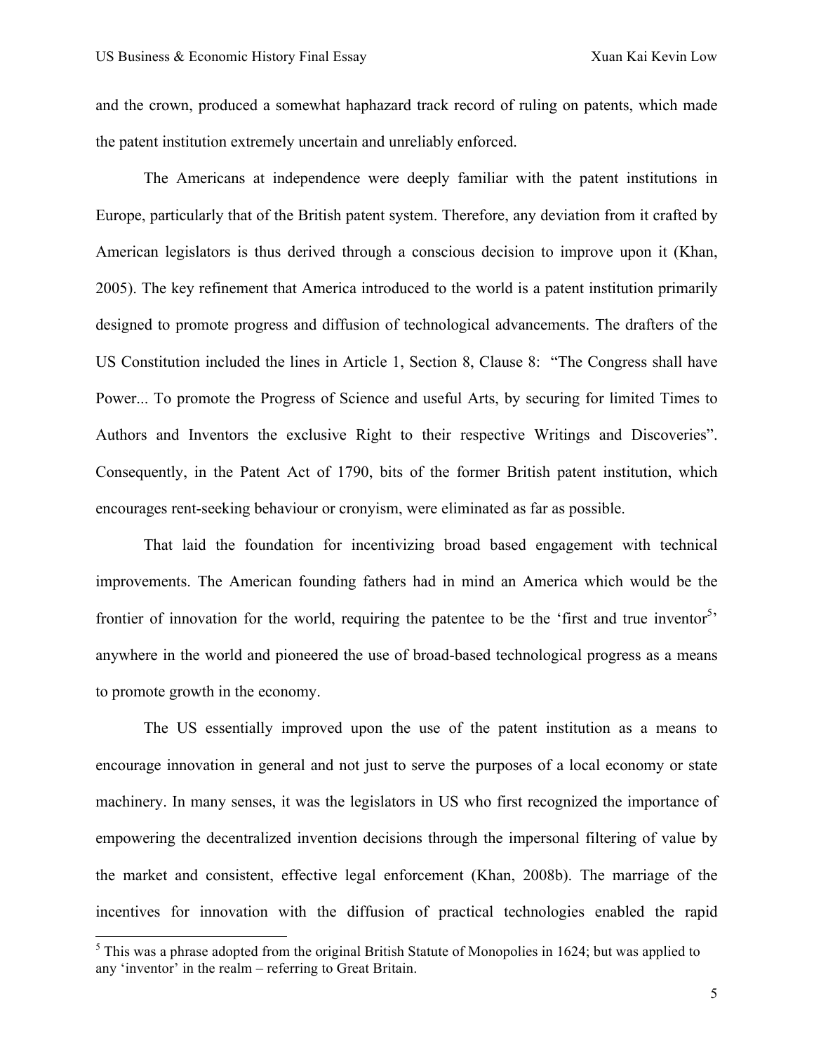and the crown, produced a somewhat haphazard track record of ruling on patents, which made the patent institution extremely uncertain and unreliably enforced.

The Americans at independence were deeply familiar with the patent institutions in Europe, particularly that of the British patent system. Therefore, any deviation from it crafted by American legislators is thus derived through a conscious decision to improve upon it (Khan, 2005). The key refinement that America introduced to the world is a patent institution primarily designed to promote progress and diffusion of technological advancements. The drafters of the US Constitution included the lines in Article 1, Section 8, Clause 8: "The Congress shall have Power... To promote the Progress of Science and useful Arts, by securing for limited Times to Authors and Inventors the exclusive Right to their respective Writings and Discoveries". Consequently, in the Patent Act of 1790, bits of the former British patent institution, which encourages rent-seeking behaviour or cronyism, were eliminated as far as possible.

That laid the foundation for incentivizing broad based engagement with technical improvements. The American founding fathers had in mind an America which would be the frontier of innovation for the world, requiring the patentee to be the 'first and true inventor[5]' anywhere in the world and pioneered the use of broad-based technological progress as a means to promote growth in the economy.

The US essentially improved upon the use of the patent institution as a means to encourage innovation in general and not just to serve the purposes of a local economy or state machinery. In many senses, it was the legislators in US who first recognized the importance of empowering the decentralized invention decisions through the impersonal filtering of value by the market and consistent, effective legal enforcement (Khan, 2008b). The marriage of the incentives for innovation with the diffusion of practical technologies enabled the rapid

---

[5] This was a phrase adopted from the original British Statute of Monopolies in 1624; but was applied to any 'inventor' in the realm – referring to Great Britain.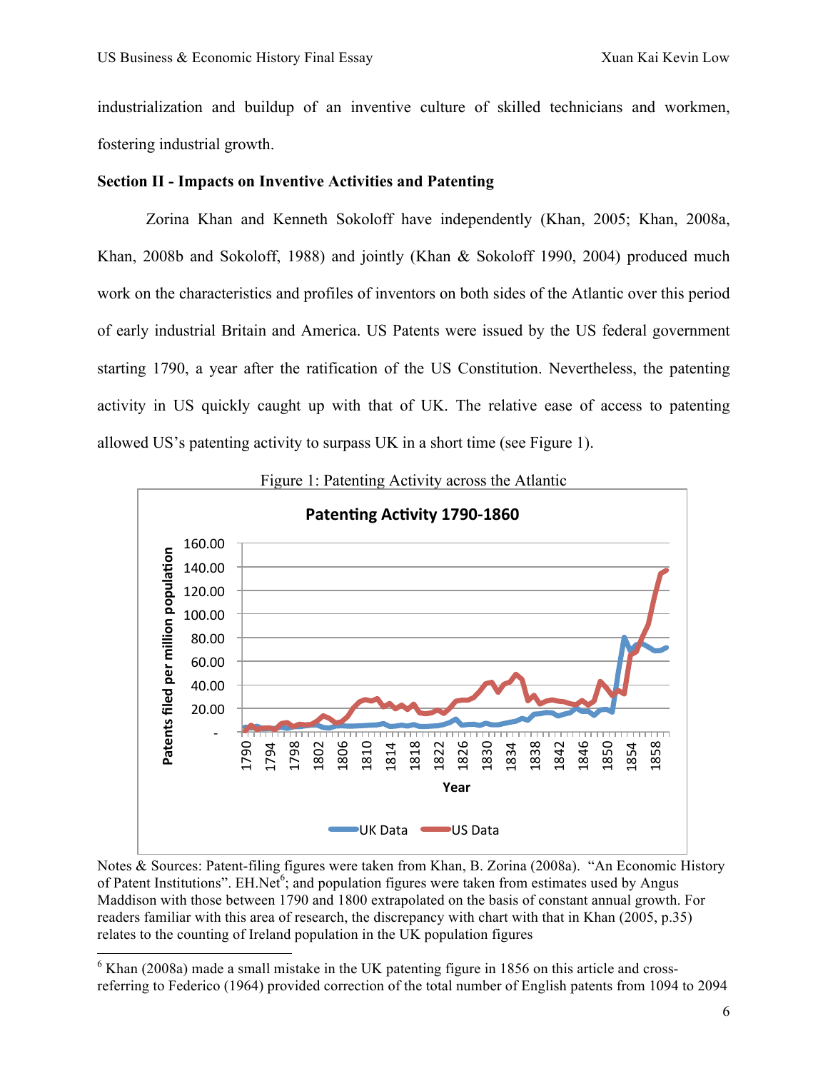industrialization and buildup of an inventive culture of skilled technicians and workmen, fostering industrial growth.

**Section II - Impacts on Inventive Activities and Patenting**

Zorina Khan and Kenneth Sokoloff have independently (Khan, 2005; Khan, 2008a, Khan, 2008b and Sokoloff, 1988) and jointly (Khan & Sokoloff 1990, 2004) produced much work on the characteristics and profiles of inventors on both sides of the Atlantic over this period of early industrial Britain and America. US Patents were issued by the US federal government starting 1790, a year after the ratification of the US Constitution. Nevertheless, the patenting activity in US quickly caught up with that of UK. The relative ease of access to patenting allowed US's patenting activity to surpass UK in a short time (see Figure 1).

Figure 1: Patenting Activity across the Atlantic

Notes & Sources: Patent-filing figures were taken from Khan, B. Zorina (2008a). "An Economic History of Patent Institutions". EH.Net[6]; and population figures were taken from estimates used by Angus Maddison with those between 1790 and 1800 extrapolated on the basis of constant annual growth. For readers familiar with this area of research, the discrepancy with chart with that in Khan (2005, p.35) relates to the counting of Ireland population in the UK population figures

[6] Khan (2008a) made a small mistake in the UK patenting figure in 1856 on this article and cross-referring to Federico (1964) provided correction of the total number of English patents from 1094 to 2094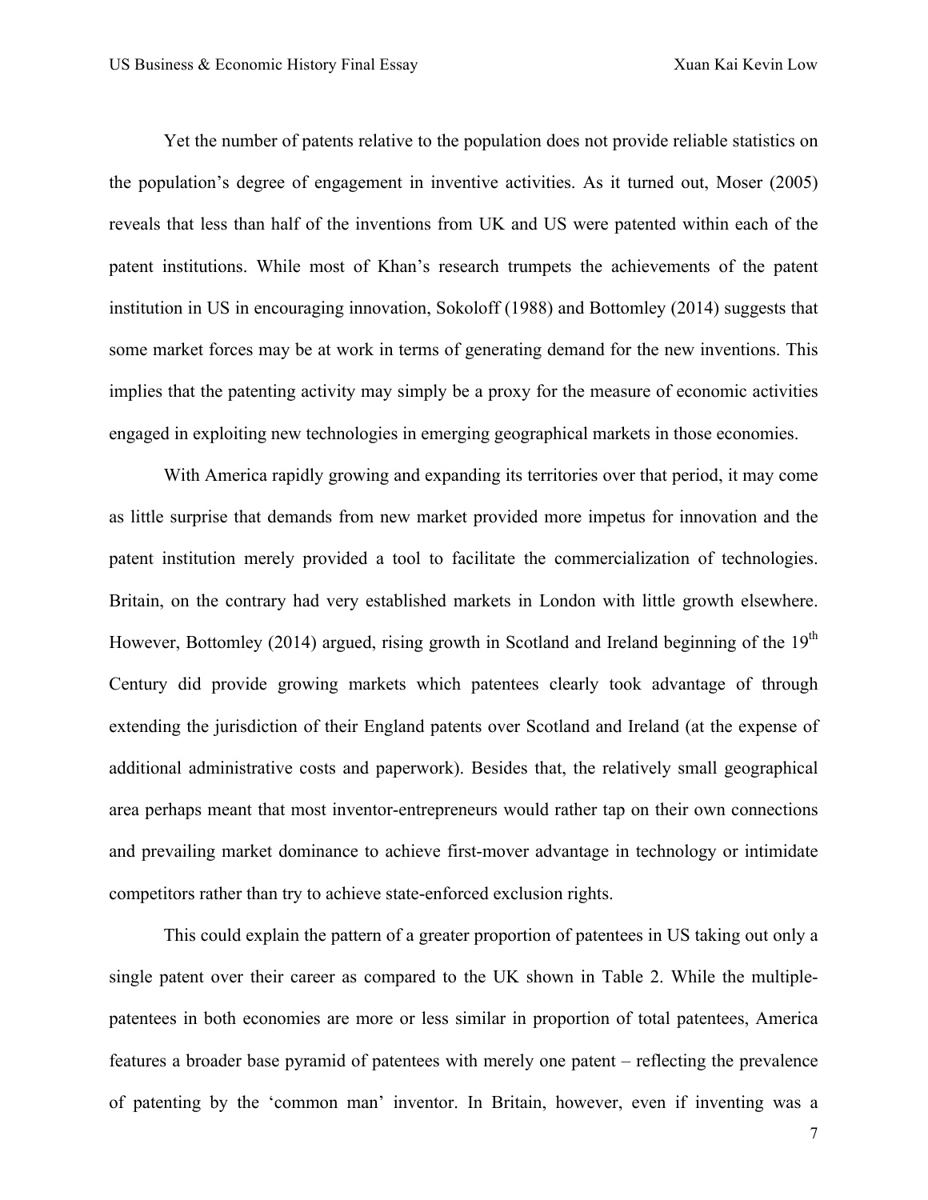Yet the number of patents relative to the population does not provide reliable statistics on the population's degree of engagement in inventive activities. As it turned out, Moser (2005) reveals that less than half of the inventions from UK and US were patented within each of the patent institutions. While most of Khan's research trumpets the achievements of the patent institution in US in encouraging innovation, Sokoloff (1988) and Bottomley (2014) suggests that some market forces may be at work in terms of generating demand for the new inventions. This implies that the patenting activity may simply be a proxy for the measure of economic activities engaged in exploiting new technologies in emerging geographical markets in those economies.

With America rapidly growing and expanding its territories over that period, it may come as little surprise that demands from new market provided more impetus for innovation and the patent institution merely provided a tool to facilitate the commercialization of technologies. Britain, on the contrary had very established markets in London with little growth elsewhere. However, Bottomley (2014) argued, rising growth in Scotland and Ireland beginning of the 19th Century did provide growing markets which patentees clearly took advantage of through extending the jurisdiction of their England patents over Scotland and Ireland (at the expense of additional administrative costs and paperwork). Besides that, the relatively small geographical area perhaps meant that most inventor-entrepreneurs would rather tap on their own connections and prevailing market dominance to achieve first-mover advantage in technology or intimidate competitors rather than try to achieve state-enforced exclusion rights.

This could explain the pattern of a greater proportion of patentees in US taking out only a single patent over their career as compared to the UK shown in Table 2. While the multiple-patentees in both economies are more or less similar in proportion of total patentees, America features a broader base pyramid of patentees with merely one patent – reflecting the prevalence of patenting by the 'common man' inventor. In Britain, however, even if inventing was a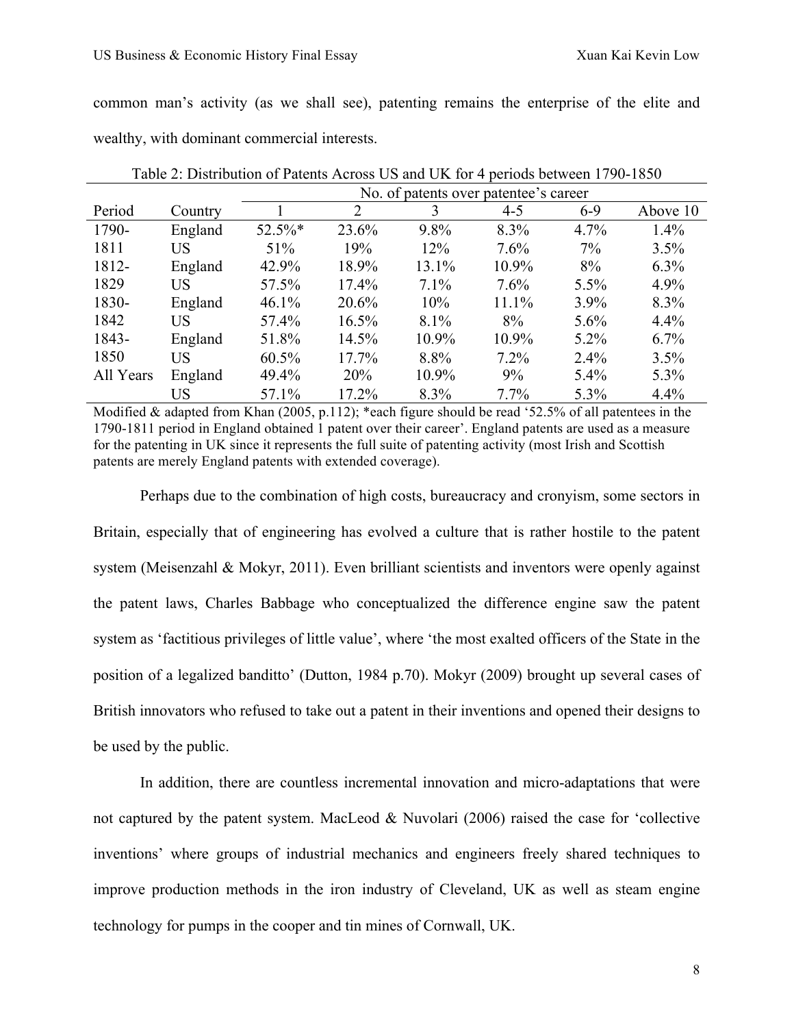common man's activity (as we shall see), patenting remains the enterprise of the elite and wealthy, with dominant commercial interests.

Table 2: Distribution of Patents Across US and UK for 4 periods between 1790-1850

| | | No. of patents over patentee's career | | | | | |
|---|---|---|---|---|---|---|---|
| Period | Country | 1 | 2 | 3 | 4-5 | 6-9 | Above 10 |
| 1790-1811 | England | 52.5%* | 23.6% | 9.8% | 8.3% | 4.7% | 1.4% |
| | US | 51% | 19% | 12% | 7.6% | 7% | 3.5% |
| 1812-1829 | England | 42.9% | 18.9% | 13.1% | 10.9% | 8% | 6.3% |
| | US | 57.5% | 17.4% | 7.1% | 7.6% | 5.5% | 4.9% |
| 1830-1842 | England | 46.1% | 20.6% | 10% | 11.1% | 3.9% | 8.3% |
| | US | 57.4% | 16.5% | 8.1% | 8% | 5.6% | 4.4% |
| 1843-1850 | England | 51.8% | 14.5% | 10.9% | 10.9% | 5.2% | 6.7% |
| | US | 60.5% | 17.7% | 8.8% | 7.2% | 2.4% | 3.5% |
| All Years | England | 49.4% | 20% | 10.9% | 9% | 5.4% | 5.3% |
| | US | 57.1% | 17.2% | 8.3% | 7.7% | 5.3% | 4.4% |

Modified & adapted from Khan (2005, p.112); *each figure should be read '52.5% of all patentees in the 1790-1811 period in England obtained 1 patent over their career'. England patents are used as a measure for the patenting in UK since it represents the full suite of patenting activity (most Irish and Scottish patents are merely England patents with extended coverage).

Perhaps due to the combination of high costs, bureaucracy and cronyism, some sectors in Britain, especially that of engineering has evolved a culture that is rather hostile to the patent system (Meisenzahl & Mokyr, 2011). Even brilliant scientists and inventors were openly against the patent laws, Charles Babbage who conceptualized the difference engine saw the patent system as 'factitious privileges of little value', where 'the most exalted officers of the State in the position of a legalized banditto' (Dutton, 1984 p.70). Mokyr (2009) brought up several cases of British innovators who refused to take out a patent in their inventions and opened their designs to be used by the public.

In addition, there are countless incremental innovation and micro-adaptations that were not captured by the patent system. MacLeod & Nuvolari (2006) raised the case for 'collective inventions' where groups of industrial mechanics and engineers freely shared techniques to improve production methods in the iron industry of Cleveland, UK as well as steam engine technology for pumps in the cooper and tin mines of Cornwall, UK.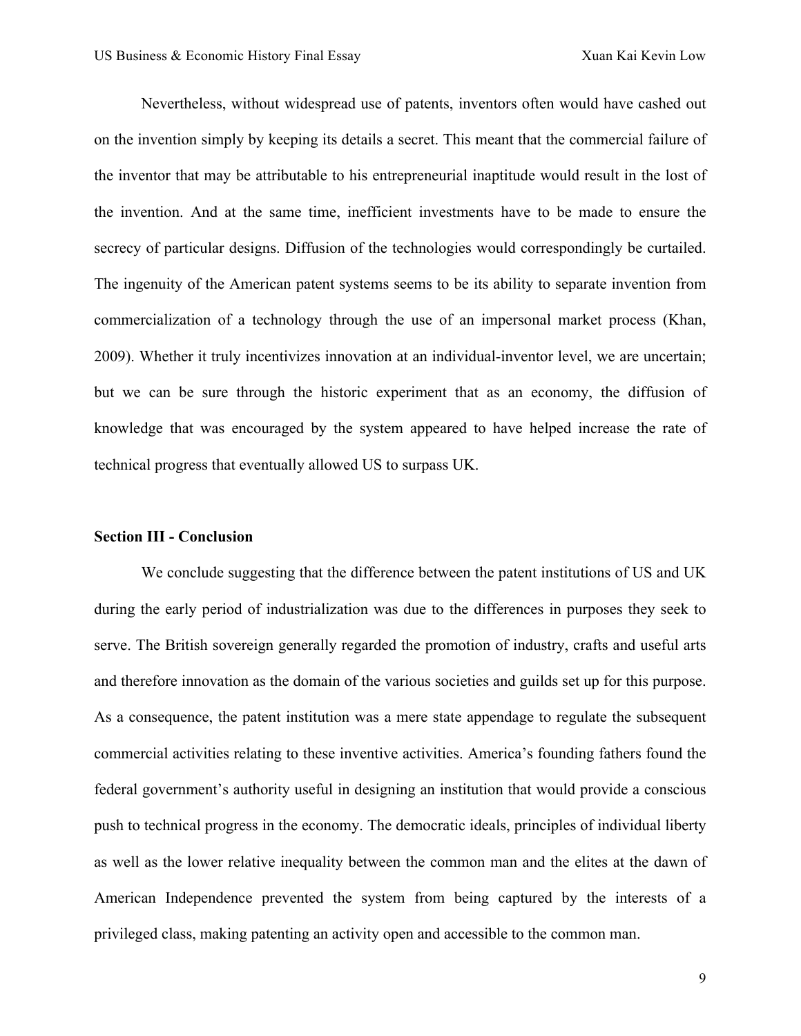Nevertheless, without widespread use of patents, inventors often would have cashed out on the invention simply by keeping its details a secret. This meant that the commercial failure of the inventor that may be attributable to his entrepreneurial inaptitude would result in the lost of the invention. And at the same time, inefficient investments have to be made to ensure the secrecy of particular designs. Diffusion of the technologies would correspondingly be curtailed. The ingenuity of the American patent systems seems to be its ability to separate invention from commercialization of a technology through the use of an impersonal market process (Khan, 2009). Whether it truly incentivizes innovation at an individual-inventor level, we are uncertain; but we can be sure through the historic experiment that as an economy, the diffusion of knowledge that was encouraged by the system appeared to have helped increase the rate of technical progress that eventually allowed US to surpass UK.

### Section III - Conclusion

We conclude suggesting that the difference between the patent institutions of US and UK during the early period of industrialization was due to the differences in purposes they seek to serve. The British sovereign generally regarded the promotion of industry, crafts and useful arts and therefore innovation as the domain of the various societies and guilds set up for this purpose. As a consequence, the patent institution was a mere state appendage to regulate the subsequent commercial activities relating to these inventive activities. America's founding fathers found the federal government's authority useful in designing an institution that would provide a conscious push to technical progress in the economy. The democratic ideals, principles of individual liberty as well as the lower relative inequality between the common man and the elites at the dawn of American Independence prevented the system from being captured by the interests of a privileged class, making patenting an activity open and accessible to the common man.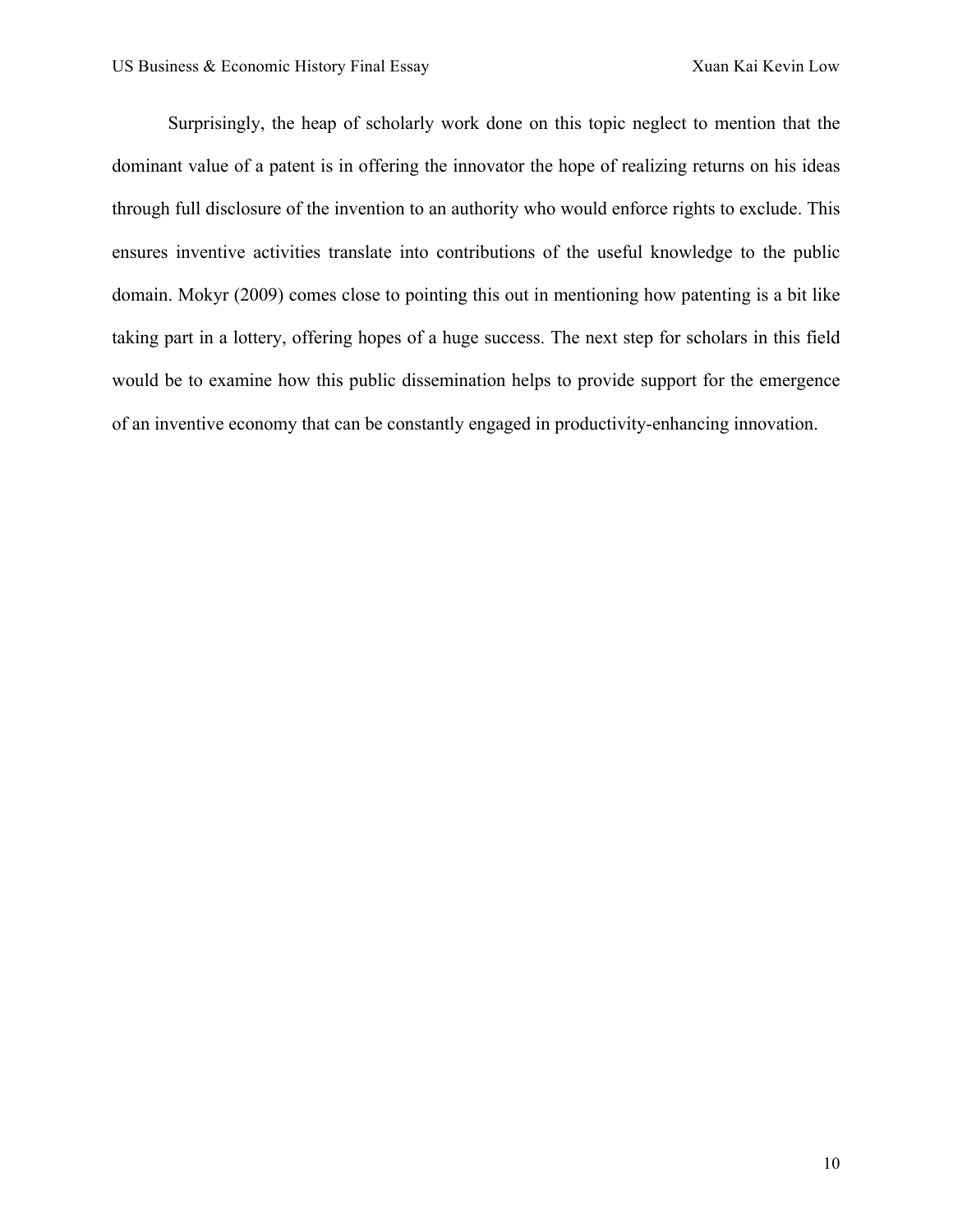Surprisingly, the heap of scholarly work done on this topic neglect to mention that the dominant value of a patent is in offering the innovator the hope of realizing returns on his ideas through full disclosure of the invention to an authority who would enforce rights to exclude. This ensures inventive activities translate into contributions of the useful knowledge to the public domain. Mokyr (2009) comes close to pointing this out in mentioning how patenting is a bit like taking part in a lottery, offering hopes of a huge success. The next step for scholars in this field would be to examine how this public dissemination helps to provide support for the emergence of an inventive economy that can be constantly engaged in productivity-enhancing innovation.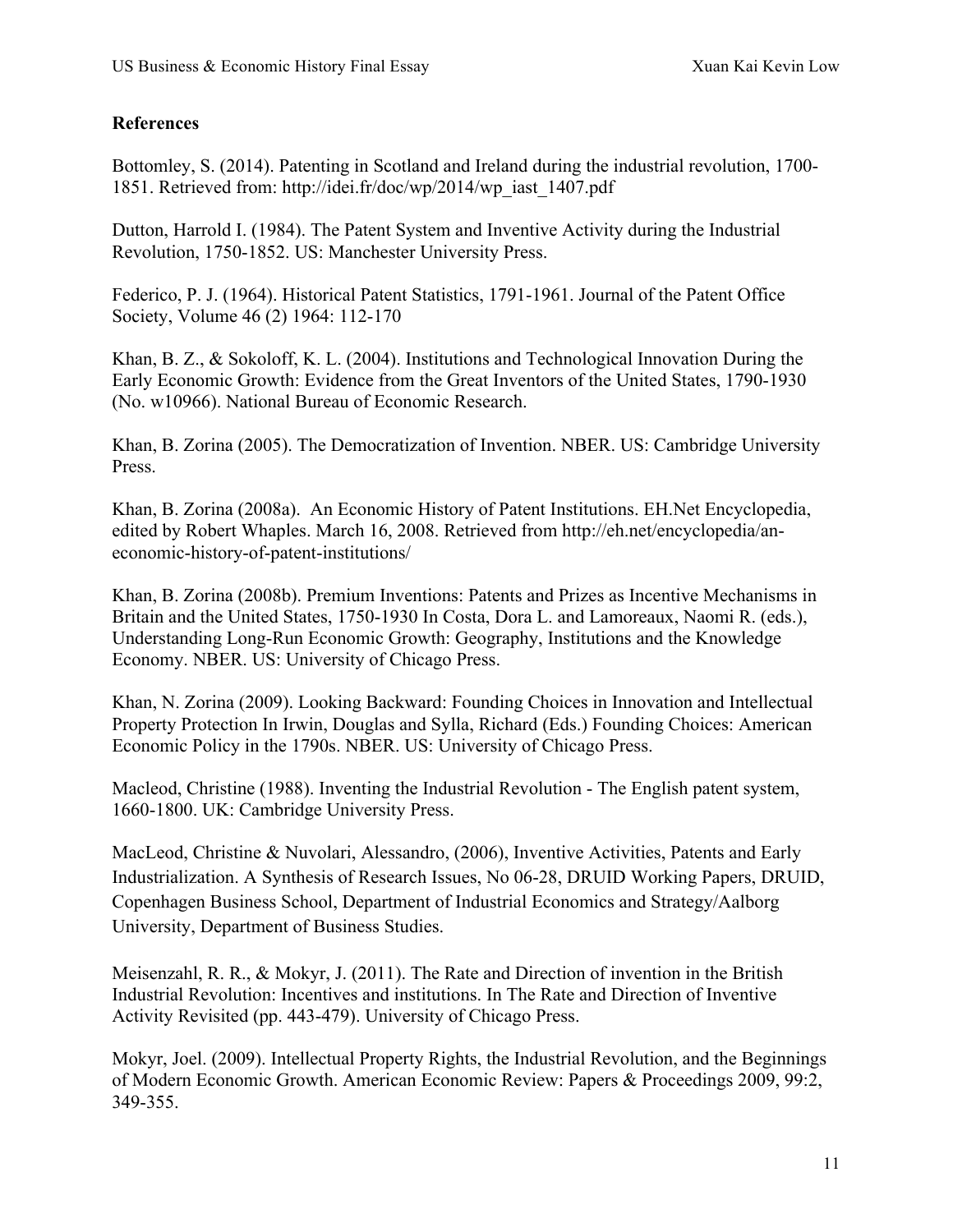## References

Bottomley, S. (2014). Patenting in Scotland and Ireland during the industrial revolution, 1700-1851. Retrieved from: http://idei.fr/doc/wp/2014/wp_iast_1407.pdf

Dutton, Harrold I. (1984). The Patent System and Inventive Activity during the Industrial Revolution, 1750-1852. US: Manchester University Press.

Federico, P. J. (1964). Historical Patent Statistics, 1791-1961. Journal of the Patent Office Society, Volume 46 (2) 1964: 112-170

Khan, B. Z., & Sokoloff, K. L. (2004). Institutions and Technological Innovation During the Early Economic Growth: Evidence from the Great Inventors of the United States, 1790-1930 (No. w10966). National Bureau of Economic Research.

Khan, B. Zorina (2005). The Democratization of Invention. NBER. US: Cambridge University Press.

Khan, B. Zorina (2008a). An Economic History of Patent Institutions. EH.Net Encyclopedia, edited by Robert Whaples. March 16, 2008. Retrieved from http://eh.net/encyclopedia/an-economic-history-of-patent-institutions/

Khan, B. Zorina (2008b). Premium Inventions: Patents and Prizes as Incentive Mechanisms in Britain and the United States, 1750-1930 In Costa, Dora L. and Lamoreaux, Naomi R. (eds.), Understanding Long-Run Economic Growth: Geography, Institutions and the Knowledge Economy. NBER. US: University of Chicago Press.

Khan, N. Zorina (2009). Looking Backward: Founding Choices in Innovation and Intellectual Property Protection In Irwin, Douglas and Sylla, Richard (Eds.) Founding Choices: American Economic Policy in the 1790s. NBER. US: University of Chicago Press.

Macleod, Christine (1988). Inventing the Industrial Revolution - The English patent system, 1660-1800. UK: Cambridge University Press.

MacLeod, Christine & Nuvolari, Alessandro, (2006), Inventive Activities, Patents and Early Industrialization. A Synthesis of Research Issues, No 06-28, DRUID Working Papers, DRUID, Copenhagen Business School, Department of Industrial Economics and Strategy/Aalborg University, Department of Business Studies.

Meisenzahl, R. R., & Mokyr, J. (2011). The Rate and Direction of invention in the British Industrial Revolution: Incentives and institutions. In The Rate and Direction of Inventive Activity Revisited (pp. 443-479). University of Chicago Press.

Mokyr, Joel. (2009). Intellectual Property Rights, the Industrial Revolution, and the Beginnings of Modern Economic Growth. American Economic Review: Papers & Proceedings 2009, 99:2, 349-355.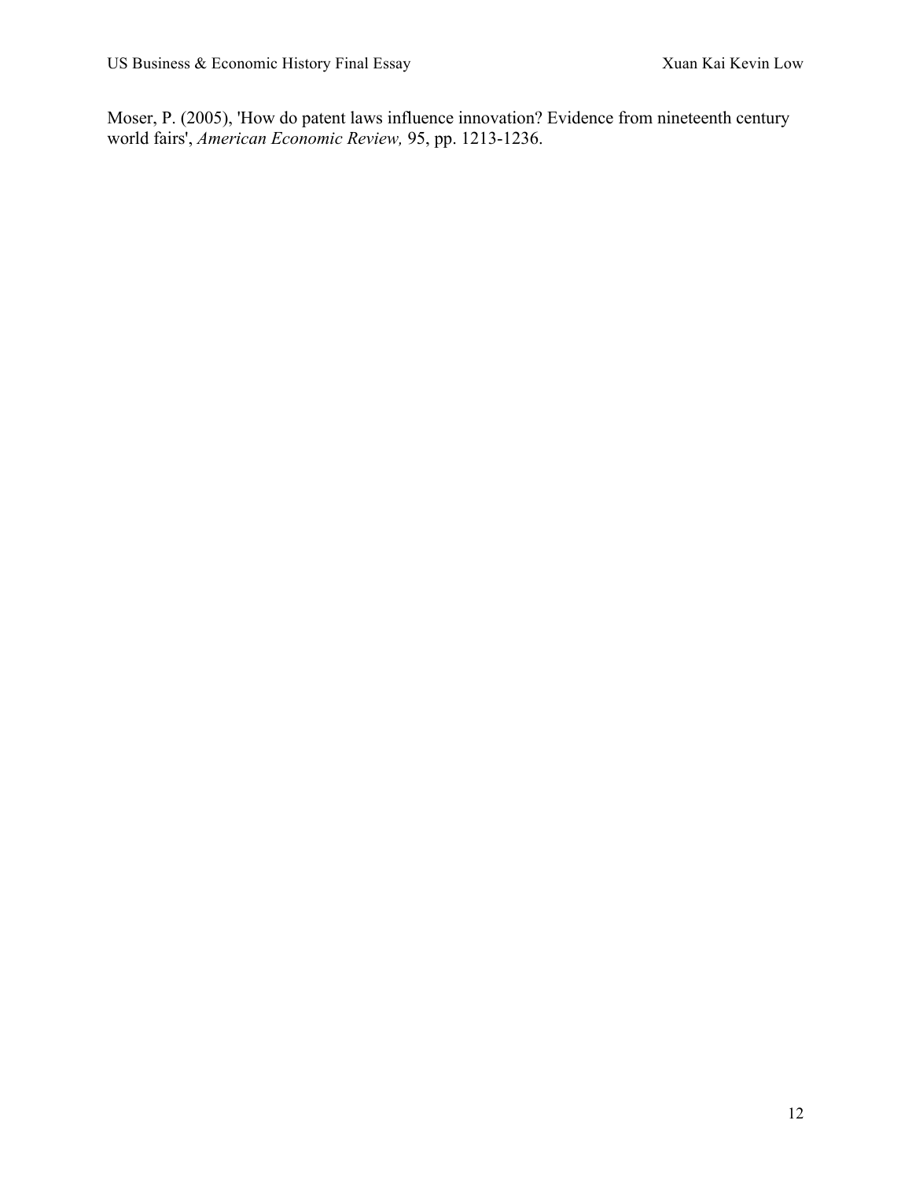Moser, P. (2005), 'How do patent laws influence innovation? Evidence from nineteenth century world fairs', *American Economic Review,* 95, pp. 1213-1236.